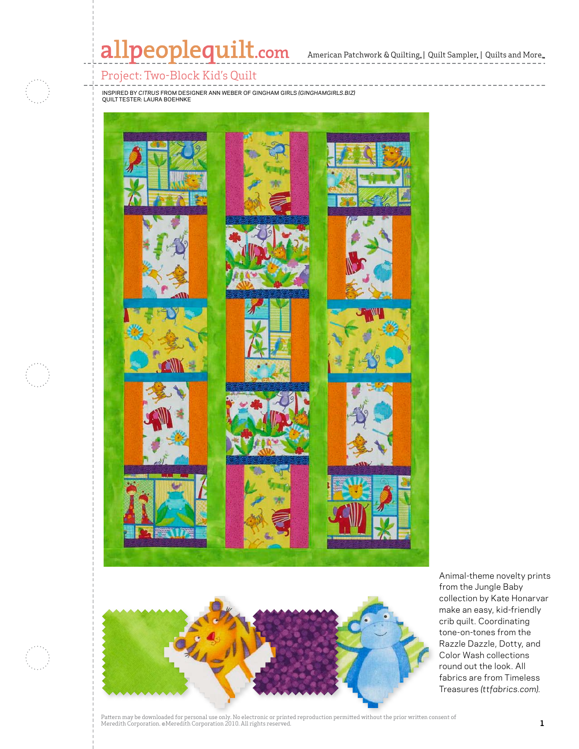# Project: Two-Block Kid's Quilt

INSPIRED BY *CITRUS* FROM DESIGNER ANN WEBER OF GINGHAM GIRLS *(GINGHAMGIRLS.BIZ)*
QUILT TESTER: LAURA BOEHNKE

Animal-theme novelty prints from the Jungle Baby collection by Kate Honarvar make an easy, kid-friendly crib quilt. Coordinating tone-on-tones from the Razzle Dazzle, Dotty, and Color Wash collections round out the look. All fabrics are from Timeless Treasures *(ttfabrics.com)*.

Pattern may be downloaded for personal use only. No electronic or printed reproduction permitted without the prior written consent of Meredith Corporation. ©Meredith Corporation 2010. All rights reserved.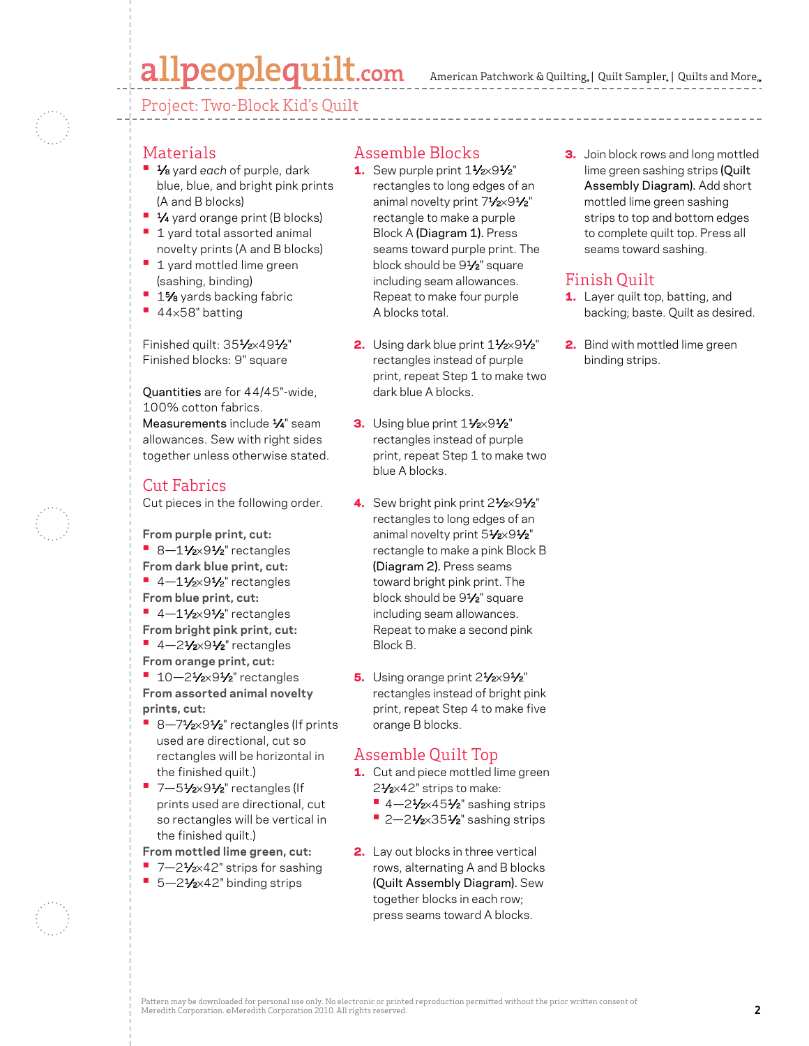## Project: Two-Block Kid's Quilt

## Materials

- ⅛ yard *each* of purple, dark blue, blue, and bright pink prints (A and B blocks)
- ¼ yard orange print (B blocks)
- 1 yard total assorted animal novelty prints (A and B blocks)
- 1 yard mottled lime green (sashing, binding)
- 1⅝ yards backing fabric
- 44×58" batting

Finished quilt: 35½×49½"
Finished blocks: 9" square

**Quantities** are for 44/45"-wide, 100% cotton fabrics.
**Measurements** include ¼" seam allowances. Sew with right sides together unless otherwise stated.

## Cut Fabrics

Cut pieces in the following order.

**From purple print, cut:**
- 8—1½×9½" rectangles

**From dark blue print, cut:**
- 4—1½×9½" rectangles

**From blue print, cut:**
- 4—1½×9½" rectangles

**From bright pink print, cut:**
- 4—2½×9½" rectangles

**From orange print, cut:**
- 10—2½×9½" rectangles

**From assorted animal novelty prints, cut:**
- 8—7½×9½" rectangles (If prints used are directional, cut so rectangles will be horizontal in the finished quilt.)
- 7—5½×9½" rectangles (If prints used are directional, cut so rectangles will be vertical in the finished quilt.)

**From mottled lime green, cut:**
- 7—2½×42" strips for sashing
- 5—2½×42" binding strips

## Assemble Blocks

1. Sew purple print 1½×9½" rectangles to long edges of an animal novelty print 7½×9½" rectangle to make a purple Block A **(Diagram 1)**. Press seams toward purple print. The block should be 9½" square including seam allowances. Repeat to make four purple A blocks total.

2. Using dark blue print 1½×9½" rectangles instead of purple print, repeat Step 1 to make two dark blue A blocks.

3. Using blue print 1½×9½" rectangles instead of purple print, repeat Step 1 to make two blue A blocks.

4. Sew bright pink print 2½×9½" rectangles to long edges of an animal novelty print 5½×9½" rectangle to make a pink Block B **(Diagram 2)**. Press seams toward bright pink print. The block should be 9½" square including seam allowances. Repeat to make a second pink Block B.

5. Using orange print 2½×9½" rectangles instead of bright pink print, repeat Step 4 to make five orange B blocks.

## Assemble Quilt Top

1. Cut and piece mottled lime green 2½×42" strips to make:
   - 4—2½×45½" sashing strips
   - 2—2½×35½" sashing strips

2. Lay out blocks in three vertical rows, alternating A and B blocks **(Quilt Assembly Diagram)**. Sew together blocks in each row; press seams toward A blocks.

3. Join block rows and long mottled lime green sashing strips **(Quilt Assembly Diagram)**. Add short mottled lime green sashing strips to top and bottom edges to complete quilt top. Press all seams toward sashing.

## Finish Quilt

1. Layer quilt top, batting, and backing; baste. Quilt as desired.

2. Bind with mottled lime green binding strips.

Pattern may be downloaded for personal use only. No electronic or printed reproduction permitted without the prior written consent of Meredith Corporation. ©Meredith Corporation 2010. All rights reserved.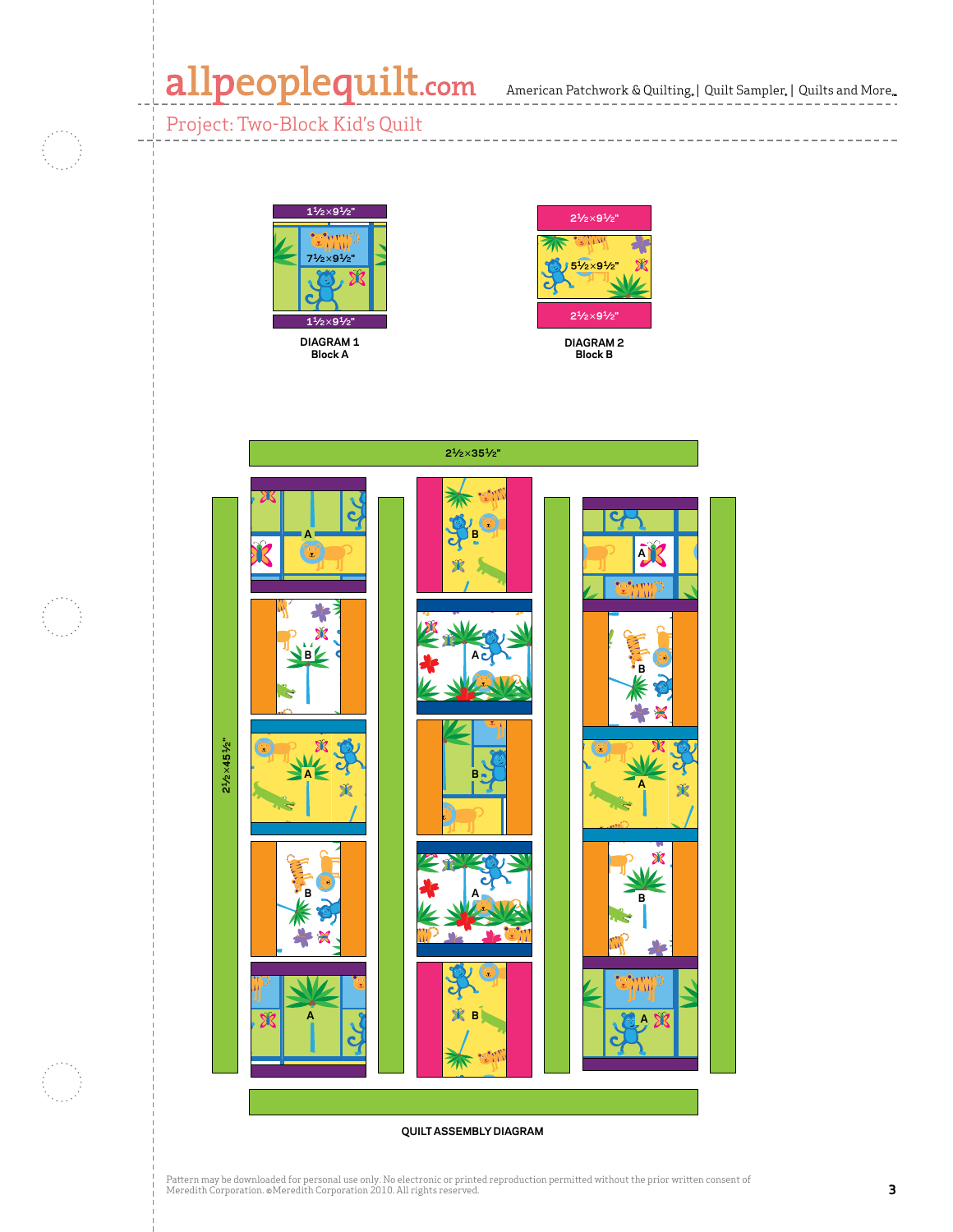Project: Two-Block Kid's Quilt

1½×9½"

7½×9½"

1½×9½"

**DIAGRAM 1**
**Block A**

2½×9½"

5½×9½"

2½×9½"

**DIAGRAM 2**
**Block B**

2½×35½"

2½×45½"

A

B

A

B

A

B

A

B

A

B

A

B

A

B

A

**QUILT ASSEMBLY DIAGRAM**

Pattern may be downloaded for personal use only. No electronic or printed reproduction permitted without the prior written consent of Meredith Corporation. ©Meredith Corporation 2010. All rights reserved.